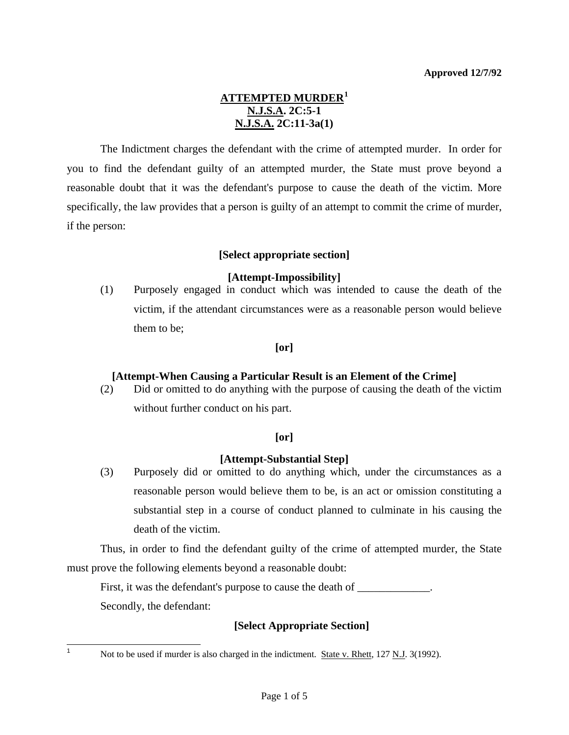**Approved 12/7/92**

# ATTEMPTED MURDER[1]
## N.J.S.A. 2C:5-1
## N.J.S.A. 2C:11-3a(1)

The Indictment charges the defendant with the crime of attempted murder. In order for you to find the defendant guilty of an attempted murder, the State must prove beyond a reasonable doubt that it was the defendant's purpose to cause the death of the victim. More specifically, the law provides that a person is guilty of an attempt to commit the crime of murder, if the person:

**[Select appropriate section]**

**[Attempt-Impossibility]**

(1) Purposely engaged in conduct which was intended to cause the death of the victim, if the attendant circumstances were as a reasonable person would believe them to be;

**[or]**

**[Attempt-When Causing a Particular Result is an Element of the Crime]**

(2) Did or omitted to do anything with the purpose of causing the death of the victim without further conduct on his part.

**[or]**

**[Attempt-Substantial Step]**

(3) Purposely did or omitted to do anything which, under the circumstances as a reasonable person would believe them to be, is an act or omission constituting a substantial step in a course of conduct planned to culminate in his causing the death of the victim.

Thus, in order to find the defendant guilty of the crime of attempted murder, the State must prove the following elements beyond a reasonable doubt:

First, it was the defendant's purpose to cause the death of _____________.

Secondly, the defendant:

**[Select Appropriate Section]**

---

[1] Not to be used if murder is also charged in the indictment. State v. Rhett, 127 N.J. 3(1992).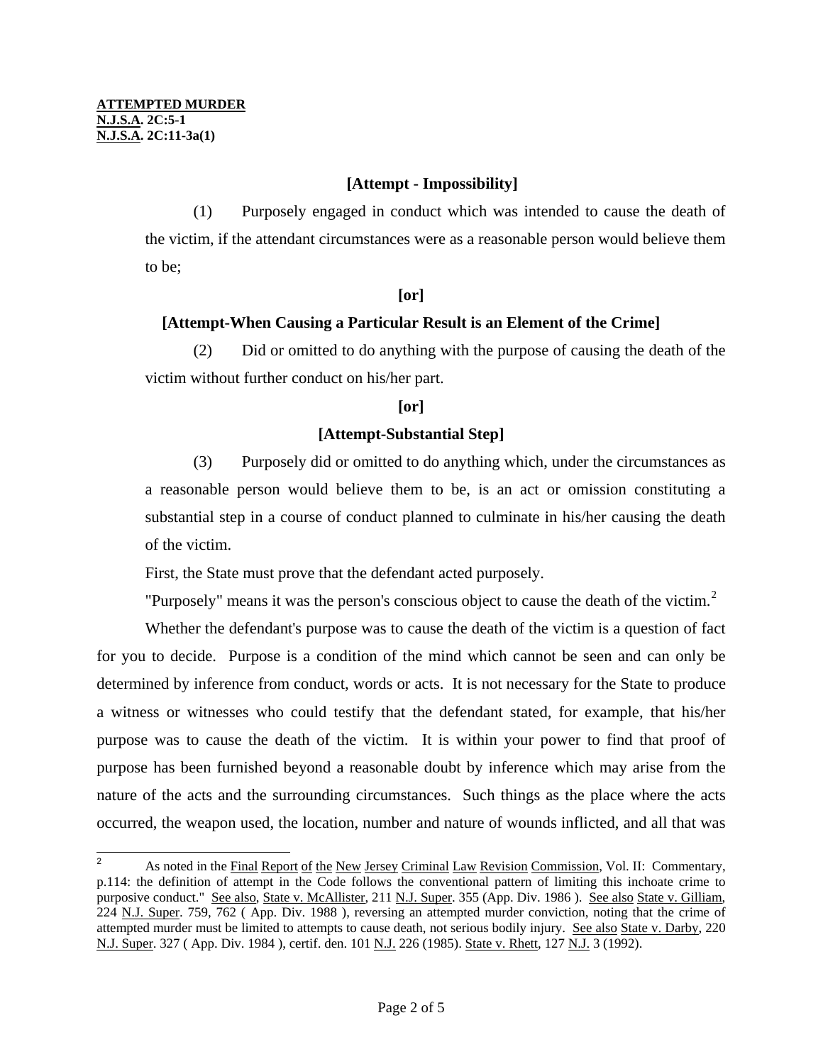**ATTEMPTED MURDER**
**N.J.S.A. 2C:5-1**
**N.J.S.A. 2C:11-3a(1)**

**[Attempt - Impossibility]**

(1) Purposely engaged in conduct which was intended to cause the death of the victim, if the attendant circumstances were as a reasonable person would believe them to be;

**[or]**

**[Attempt-When Causing a Particular Result is an Element of the Crime]**

(2) Did or omitted to do anything with the purpose of causing the death of the victim without further conduct on his/her part.

**[or]**

**[Attempt-Substantial Step]**

(3) Purposely did or omitted to do anything which, under the circumstances as a reasonable person would believe them to be, is an act or omission constituting a substantial step in a course of conduct planned to culminate in his/her causing the death of the victim.

First, the State must prove that the defendant acted purposely.

"Purposely" means it was the person's conscious object to cause the death of the victim.[2]

Whether the defendant's purpose was to cause the death of the victim is a question of fact for you to decide. Purpose is a condition of the mind which cannot be seen and can only be determined by inference from conduct, words or acts. It is not necessary for the State to produce a witness or witnesses who could testify that the defendant stated, for example, that his/her purpose was to cause the death of the victim. It is within your power to find that proof of purpose has been furnished beyond a reasonable doubt by inference which may arise from the nature of the acts and the surrounding circumstances. Such things as the place where the acts occurred, the weapon used, the location, number and nature of wounds inflicted, and all that was

---

[2] As noted in the Final Report of the New Jersey Criminal Law Revision Commission, Vol. II: Commentary, p.114: the definition of attempt in the Code follows the conventional pattern of limiting this inchoate crime to purposive conduct." See also, State v. McAllister, 211 N.J. Super. 355 (App. Div. 1986 ). See also State v. Gilliam, 224 N.J. Super. 759, 762 ( App. Div. 1988 ), reversing an attempted murder conviction, noting that the crime of attempted murder must be limited to attempts to cause death, not serious bodily injury. See also State v. Darby, 220 N.J. Super. 327 ( App. Div. 1984 ), certif. den. 101 N.J. 226 (1985). State v. Rhett, 127 N.J. 3 (1992).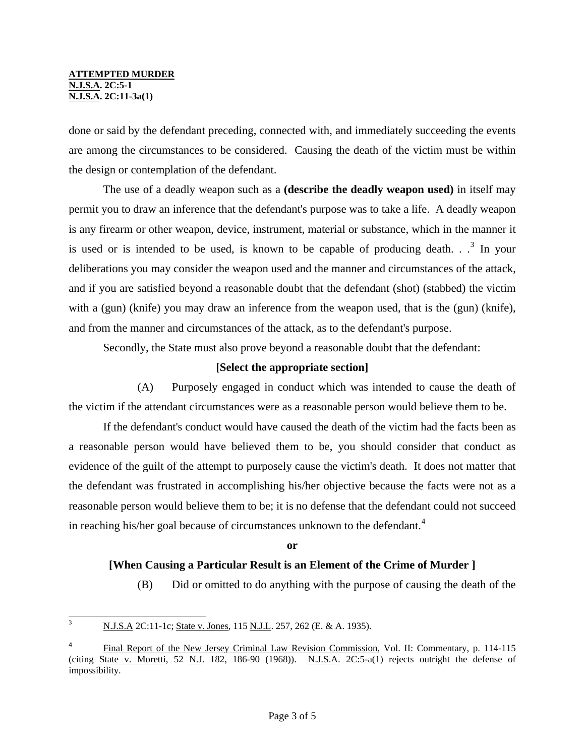done or said by the defendant preceding, connected with, and immediately succeeding the events are among the circumstances to be considered. Causing the death of the victim must be within the design or contemplation of the defendant.

The use of a deadly weapon such as a **(describe the deadly weapon used)** in itself may permit you to draw an inference that the defendant's purpose was to take a life. A deadly weapon is any firearm or other weapon, device, instrument, material or substance, which in the manner it is used or is intended to be used, is known to be capable of producing death. . .[3] In your deliberations you may consider the weapon used and the manner and circumstances of the attack, and if you are satisfied beyond a reasonable doubt that the defendant (shot) (stabbed) the victim with a (gun) (knife) you may draw an inference from the weapon used, that is the (gun) (knife), and from the manner and circumstances of the attack, as to the defendant's purpose.

Secondly, the State must also prove beyond a reasonable doubt that the defendant:

**[Select the appropriate section]**

(A) Purposely engaged in conduct which was intended to cause the death of the victim if the attendant circumstances were as a reasonable person would believe them to be.

If the defendant's conduct would have caused the death of the victim had the facts been as a reasonable person would have believed them to be, you should consider that conduct as evidence of the guilt of the attempt to purposely cause the victim's death. It does not matter that the defendant was frustrated in accomplishing his/her objective because the facts were not as a reasonable person would believe them to be; it is no defense that the defendant could not succeed in reaching his/her goal because of circumstances unknown to the defendant.[4]

**or**

**[When Causing a Particular Result is an Element of the Crime of Murder ]**

(B) Did or omitted to do anything with the purpose of causing the death of the

---

[3] N.J.S.A 2C:11-1c; State v. Jones, 115 N.J.L. 257, 262 (E. & A. 1935).

[4] Final Report of the New Jersey Criminal Law Revision Commission, Vol. II: Commentary, p. 114-115 (citing State v. Moretti, 52 N.J. 182, 186-90 (1968)). N.J.S.A. 2C:5-a(1) rejects outright the defense of impossibility.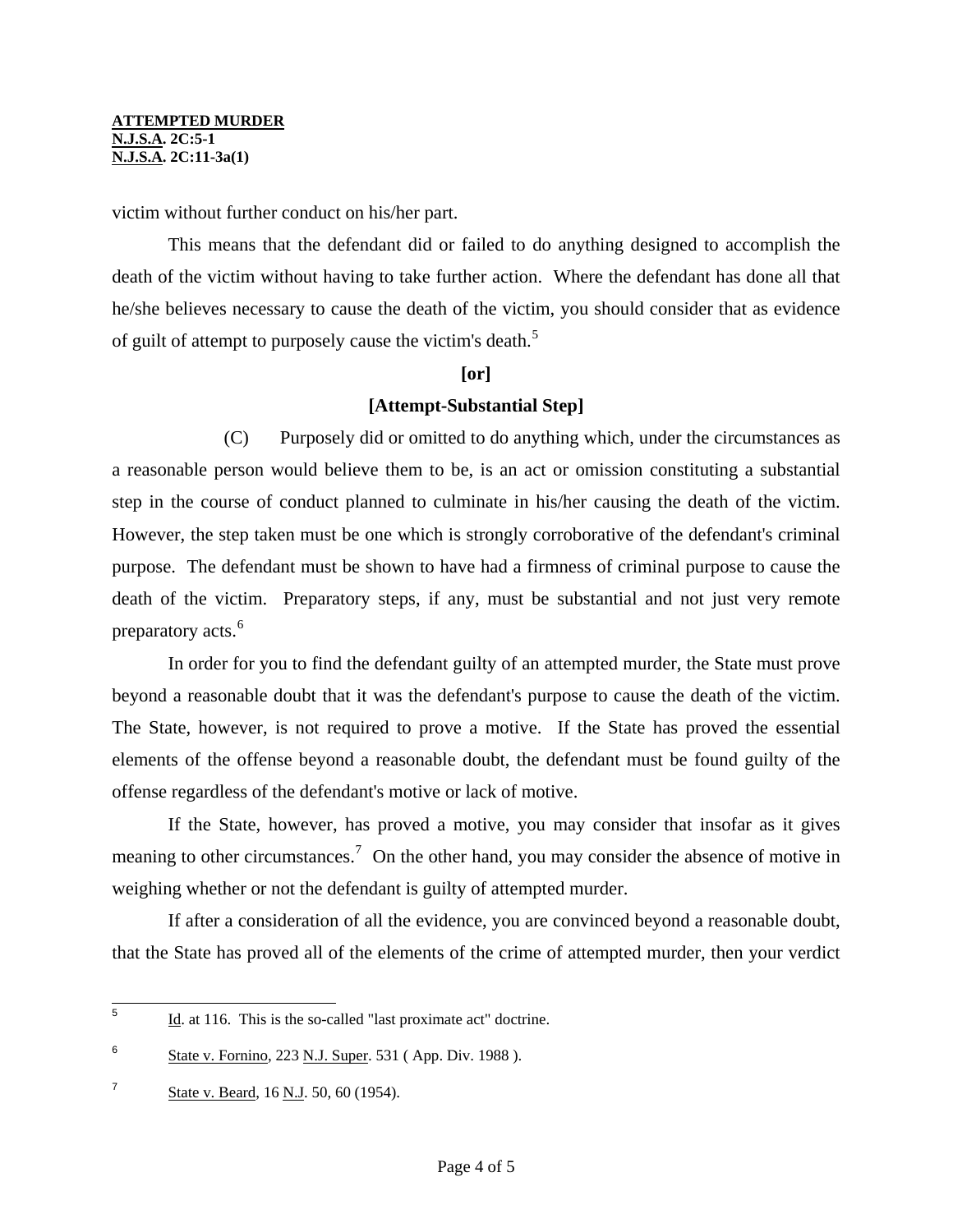victim without further conduct on his/her part.

This means that the defendant did or failed to do anything designed to accomplish the death of the victim without having to take further action. Where the defendant has done all that he/she believes necessary to cause the death of the victim, you should consider that as evidence of guilt of attempt to purposely cause the victim's death.[5]

**[or]**

**[Attempt-Substantial Step]**

(C) Purposely did or omitted to do anything which, under the circumstances as a reasonable person would believe them to be, is an act or omission constituting a substantial step in the course of conduct planned to culminate in his/her causing the death of the victim. However, the step taken must be one which is strongly corroborative of the defendant's criminal purpose. The defendant must be shown to have had a firmness of criminal purpose to cause the death of the victim. Preparatory steps, if any, must be substantial and not just very remote preparatory acts.[6]

In order for you to find the defendant guilty of an attempted murder, the State must prove beyond a reasonable doubt that it was the defendant's purpose to cause the death of the victim. The State, however, is not required to prove a motive. If the State has proved the essential elements of the offense beyond a reasonable doubt, the defendant must be found guilty of the offense regardless of the defendant's motive or lack of motive.

If the State, however, has proved a motive, you may consider that insofar as it gives meaning to other circumstances.[7] On the other hand, you may consider the absence of motive in weighing whether or not the defendant is guilty of attempted murder.

If after a consideration of all the evidence, you are convinced beyond a reasonable doubt, that the State has proved all of the elements of the crime of attempted murder, then your verdict

---

[5] Id. at 116. This is the so-called "last proximate act" doctrine.

[6] State v. Fornino, 223 N.J. Super. 531 ( App. Div. 1988 ).

[7] State v. Beard, 16 N.J. 50, 60 (1954).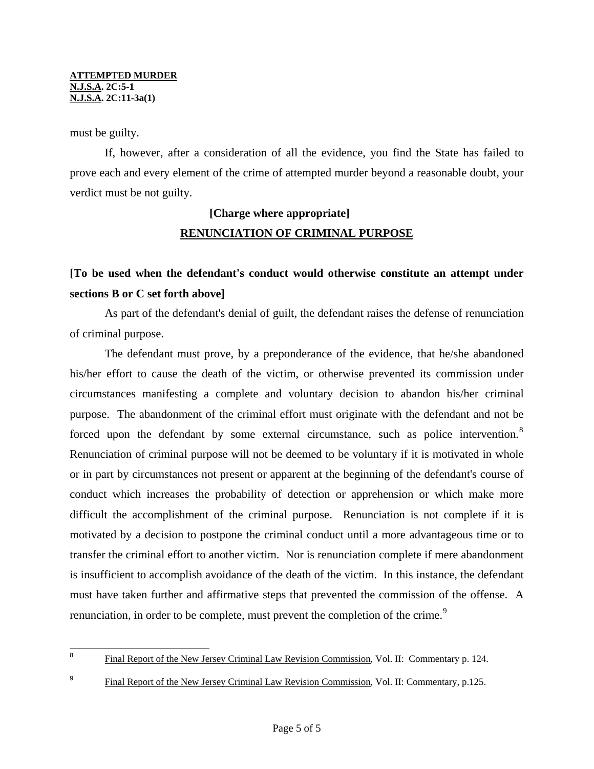must be guilty.

If, however, after a consideration of all the evidence, you find the State has failed to prove each and every element of the crime of attempted murder beyond a reasonable doubt, your verdict must be not guilty.

**[Charge where appropriate]**

**RENUNCIATION OF CRIMINAL PURPOSE**

**[To be used when the defendant's conduct would otherwise constitute an attempt under sections B or C set forth above]**

As part of the defendant's denial of guilt, the defendant raises the defense of renunciation of criminal purpose.

The defendant must prove, by a preponderance of the evidence, that he/she abandoned his/her effort to cause the death of the victim, or otherwise prevented its commission under circumstances manifesting a complete and voluntary decision to abandon his/her criminal purpose. The abandonment of the criminal effort must originate with the defendant and not be forced upon the defendant by some external circumstance, such as police intervention.[8] Renunciation of criminal purpose will not be deemed to be voluntary if it is motivated in whole or in part by circumstances not present or apparent at the beginning of the defendant's course of conduct which increases the probability of detection or apprehension or which make more difficult the accomplishment of the criminal purpose. Renunciation is not complete if it is motivated by a decision to postpone the criminal conduct until a more advantageous time or to transfer the criminal effort to another victim. Nor is renunciation complete if mere abandonment is insufficient to accomplish avoidance of the death of the victim. In this instance, the defendant must have taken further and affirmative steps that prevented the commission of the offense. A renunciation, in order to be complete, must prevent the completion of the crime.[9]

---

[8] Final Report of the New Jersey Criminal Law Revision Commission, Vol. II: Commentary p. 124.

[9] Final Report of the New Jersey Criminal Law Revision Commission, Vol. II: Commentary, p.125.